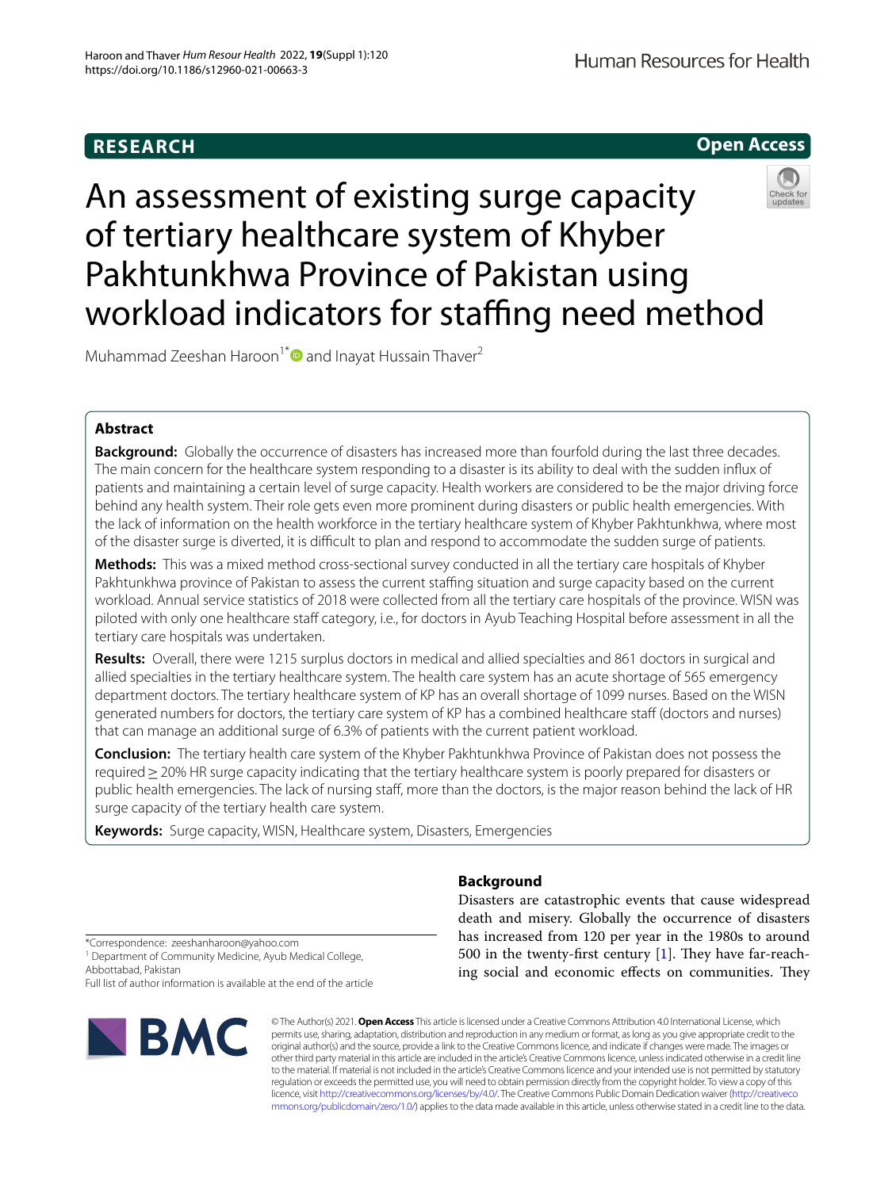**RESEARCH** **Open Access**

# An assessment of existing surge capacity of tertiary healthcare system of Khyber Pakhtunkhwa Province of Pakistan using workload indicators for staffing need method

Muhammad Zeeshan Haroon[1*] and Inayat Hussain Thaver[2]

## Abstract

**Background:** Globally the occurrence of disasters has increased more than fourfold during the last three decades. The main concern for the healthcare system responding to a disaster is its ability to deal with the sudden influx of patients and maintaining a certain level of surge capacity. Health workers are considered to be the major driving force behind any health system. Their role gets even more prominent during disasters or public health emergencies. With the lack of information on the health workforce in the tertiary healthcare system of Khyber Pakhtunkhwa, where most of the disaster surge is diverted, it is difficult to plan and respond to accommodate the sudden surge of patients.

**Methods:** This was a mixed method cross-sectional survey conducted in all the tertiary care hospitals of Khyber Pakhtunkhwa province of Pakistan to assess the current staffing situation and surge capacity based on the current workload. Annual service statistics of 2018 were collected from all the tertiary care hospitals of the province. WISN was piloted with only one healthcare staff category, i.e., for doctors in Ayub Teaching Hospital before assessment in all the tertiary care hospitals was undertaken.

**Results:** Overall, there were 1215 surplus doctors in medical and allied specialties and 861 doctors in surgical and allied specialties in the tertiary healthcare system. The health care system has an acute shortage of 565 emergency department doctors. The tertiary healthcare system of KP has an overall shortage of 1099 nurses. Based on the WISN generated numbers for doctors, the tertiary care system of KP has a combined healthcare staff (doctors and nurses) that can manage an additional surge of 6.3% of patients with the current patient workload.

**Conclusion:** The tertiary health care system of the Khyber Pakhtunkhwa Province of Pakistan does not possess the required ≥ 20% HR surge capacity indicating that the tertiary healthcare system is poorly prepared for disasters or public health emergencies. The lack of nursing staff, more than the doctors, is the major reason behind the lack of HR surge capacity of the tertiary health care system.

**Keywords:** Surge capacity, WISN, Healthcare system, Disasters, Emergencies

## Background

Disasters are catastrophic events that cause widespread death and misery. Globally the occurrence of disasters has increased from 120 per year in the 1980s to around 500 in the twenty-first century [1]. They have far-reaching social and economic effects on communities. They

*Correspondence: zeeshanharoon@yahoo.com
[1] Department of Community Medicine, Ayub Medical College, Abbottabad, Pakistan
Full list of author information is available at the end of the article

© The Author(s) 2021. **Open Access** This article is licensed under a Creative Commons Attribution 4.0 International License, which permits use, sharing, adaptation, distribution and reproduction in any medium or format, as long as you give appropriate credit to the original author(s) and the source, provide a link to the Creative Commons licence, and indicate if changes were made. The images or other third party material in this article are included in the article's Creative Commons licence, unless indicated otherwise in a credit line to the material. If material is not included in the article's Creative Commons licence and your intended use is not permitted by statutory regulation or exceeds the permitted use, you will need to obtain permission directly from the copyright holder. To view a copy of this licence, visit http://creativecommons.org/licenses/by/4.0/. The Creative Commons Public Domain Dedication waiver (http://creativecommons.org/publicdomain/zero/1.0/) applies to the data made available in this article, unless otherwise stated in a credit line to the data.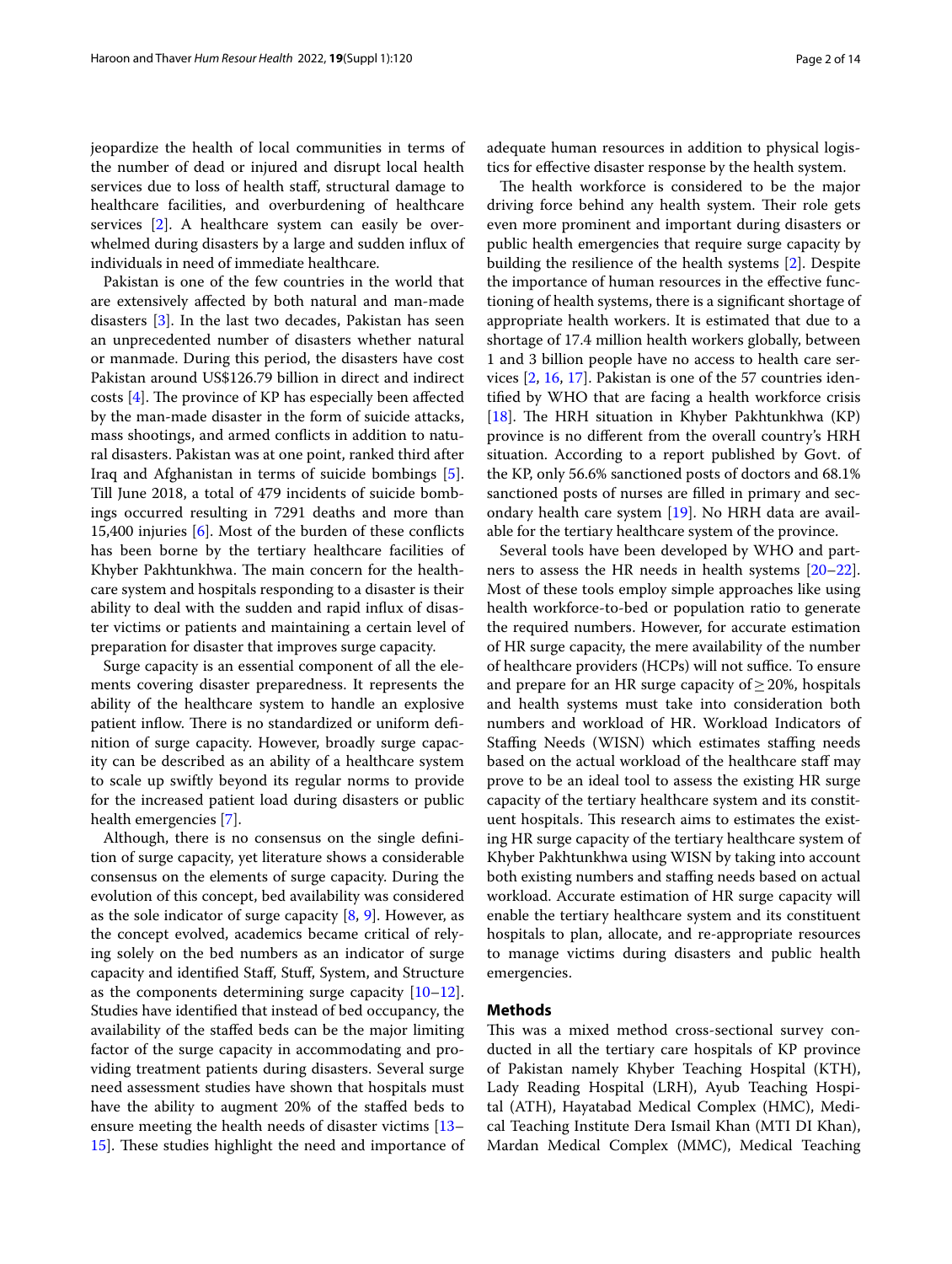jeopardize the health of local communities in terms of the number of dead or injured and disrupt local health services due to loss of health staff, structural damage to healthcare facilities, and overburdening of healthcare services [2]. A healthcare system can easily be overwhelmed during disasters by a large and sudden influx of individuals in need of immediate healthcare.

Pakistan is one of the few countries in the world that are extensively affected by both natural and man-made disasters [3]. In the last two decades, Pakistan has seen an unprecedented number of disasters whether natural or manmade. During this period, the disasters have cost Pakistan around US$126.79 billion in direct and indirect costs [4]. The province of KP has especially been affected by the man-made disaster in the form of suicide attacks, mass shootings, and armed conflicts in addition to natural disasters. Pakistan was at one point, ranked third after Iraq and Afghanistan in terms of suicide bombings [5]. Till June 2018, a total of 479 incidents of suicide bombings occurred resulting in 7291 deaths and more than 15,400 injuries [6]. Most of the burden of these conflicts has been borne by the tertiary healthcare facilities of Khyber Pakhtunkhwa. The main concern for the healthcare system and hospitals responding to a disaster is their ability to deal with the sudden and rapid influx of disaster victims or patients and maintaining a certain level of preparation for disaster that improves surge capacity.

Surge capacity is an essential component of all the elements covering disaster preparedness. It represents the ability of the healthcare system to handle an explosive patient inflow. There is no standardized or uniform definition of surge capacity. However, broadly surge capacity can be described as an ability of a healthcare system to scale up swiftly beyond its regular norms to provide for the increased patient load during disasters or public health emergencies [7].

Although, there is no consensus on the single definition of surge capacity, yet literature shows a considerable consensus on the elements of surge capacity. During the evolution of this concept, bed availability was considered as the sole indicator of surge capacity [8, 9]. However, as the concept evolved, academics became critical of relying solely on the bed numbers as an indicator of surge capacity and identified Staff, Stuff, System, and Structure as the components determining surge capacity [10–12]. Studies have identified that instead of bed occupancy, the availability of the staffed beds can be the major limiting factor of the surge capacity in accommodating and providing treatment patients during disasters. Several surge need assessment studies have shown that hospitals must have the ability to augment 20% of the staffed beds to ensure meeting the health needs of disaster victims [13–15]. These studies highlight the need and importance of adequate human resources in addition to physical logistics for effective disaster response by the health system.

The health workforce is considered to be the major driving force behind any health system. Their role gets even more prominent and important during disasters or public health emergencies that require surge capacity by building the resilience of the health systems [2]. Despite the importance of human resources in the effective functioning of health systems, there is a significant shortage of appropriate health workers. It is estimated that due to a shortage of 17.4 million health workers globally, between 1 and 3 billion people have no access to health care services [2, 16, 17]. Pakistan is one of the 57 countries identified by WHO that are facing a health workforce crisis [18]. The HRH situation in Khyber Pakhtunkhwa (KP) province is no different from the overall country's HRH situation. According to a report published by Govt. of the KP, only 56.6% sanctioned posts of doctors and 68.1% sanctioned posts of nurses are filled in primary and secondary health care system [19]. No HRH data are available for the tertiary healthcare system of the province.

Several tools have been developed by WHO and partners to assess the HR needs in health systems [20–22]. Most of these tools employ simple approaches like using health workforce-to-bed or population ratio to generate the required numbers. However, for accurate estimation of HR surge capacity, the mere availability of the number of healthcare providers (HCPs) will not suffice. To ensure and prepare for an HR surge capacity of $\geq 20\%$, hospitals and health systems must take into consideration both numbers and workload of HR. Workload Indicators of Staffing Needs (WISN) which estimates staffing needs based on the actual workload of the healthcare staff may prove to be an ideal tool to assess the existing HR surge capacity of the tertiary healthcare system and its constituent hospitals. This research aims to estimates the existing HR surge capacity of the tertiary healthcare system of Khyber Pakhtunkhwa using WISN by taking into account both existing numbers and staffing needs based on actual workload. Accurate estimation of HR surge capacity will enable the tertiary healthcare system and its constituent hospitals to plan, allocate, and re-appropriate resources to manage victims during disasters and public health emergencies.

## Methods

This was a mixed method cross-sectional survey conducted in all the tertiary care hospitals of KP province of Pakistan namely Khyber Teaching Hospital (KTH), Lady Reading Hospital (LRH), Ayub Teaching Hospital (ATH), Hayatabad Medical Complex (HMC), Medical Teaching Institute Dera Ismail Khan (MTI DI Khan), Mardan Medical Complex (MMC), Medical Teaching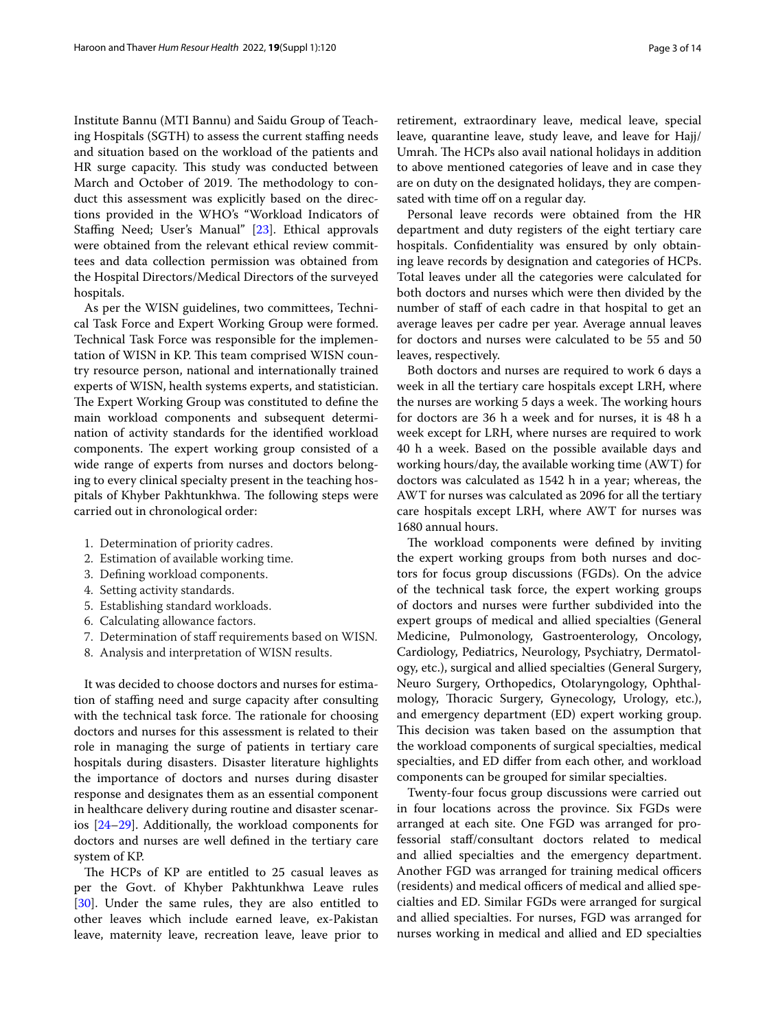Institute Bannu (MTI Bannu) and Saidu Group of Teaching Hospitals (SGTH) to assess the current staffing needs and situation based on the workload of the patients and HR surge capacity. This study was conducted between March and October of 2019. The methodology to conduct this assessment was explicitly based on the directions provided in the WHO's "Workload Indicators of Staffing Need; User's Manual" [23]. Ethical approvals were obtained from the relevant ethical review committees and data collection permission was obtained from the Hospital Directors/Medical Directors of the surveyed hospitals.

As per the WISN guidelines, two committees, Technical Task Force and Expert Working Group were formed. Technical Task Force was responsible for the implementation of WISN in KP. This team comprised WISN country resource person, national and internationally trained experts of WISN, health systems experts, and statistician. The Expert Working Group was constituted to define the main workload components and subsequent determination of activity standards for the identified workload components. The expert working group consisted of a wide range of experts from nurses and doctors belonging to every clinical specialty present in the teaching hospitals of Khyber Pakhtunkhwa. The following steps were carried out in chronological order:

1. Determination of priority cadres.
2. Estimation of available working time.
3. Defining workload components.
4. Setting activity standards.
5. Establishing standard workloads.
6. Calculating allowance factors.
7. Determination of staff requirements based on WISN.
8. Analysis and interpretation of WISN results.

It was decided to choose doctors and nurses for estimation of staffing need and surge capacity after consulting with the technical task force. The rationale for choosing doctors and nurses for this assessment is related to their role in managing the surge of patients in tertiary care hospitals during disasters. Disaster literature highlights the importance of doctors and nurses during disaster response and designates them as an essential component in healthcare delivery during routine and disaster scenarios [24–29]. Additionally, the workload components for doctors and nurses are well defined in the tertiary care system of KP.

The HCPs of KP are entitled to 25 casual leaves as per the Govt. of Khyber Pakhtunkhwa Leave rules [30]. Under the same rules, they are also entitled to other leaves which include earned leave, ex-Pakistan leave, maternity leave, recreation leave, leave prior to retirement, extraordinary leave, medical leave, special leave, quarantine leave, study leave, and leave for Hajj/Umrah. The HCPs also avail national holidays in addition to above mentioned categories of leave and in case they are on duty on the designated holidays, they are compensated with time off on a regular day.

Personal leave records were obtained from the HR department and duty registers of the eight tertiary care hospitals. Confidentiality was ensured by only obtaining leave records by designation and categories of HCPs. Total leaves under all the categories were calculated for both doctors and nurses which were then divided by the number of staff of each cadre in that hospital to get an average leaves per cadre per year. Average annual leaves for doctors and nurses were calculated to be 55 and 50 leaves, respectively.

Both doctors and nurses are required to work 6 days a week in all the tertiary care hospitals except LRH, where the nurses are working 5 days a week. The working hours for doctors are 36 h a week and for nurses, it is 48 h a week except for LRH, where nurses are required to work 40 h a week. Based on the possible available days and working hours/day, the available working time (AWT) for doctors was calculated as 1542 h in a year; whereas, the AWT for nurses was calculated as 2096 for all the tertiary care hospitals except LRH, where AWT for nurses was 1680 annual hours.

The workload components were defined by inviting the expert working groups from both nurses and doctors for focus group discussions (FGDs). On the advice of the technical task force, the expert working groups of doctors and nurses were further subdivided into the expert groups of medical and allied specialties (General Medicine, Pulmonology, Gastroenterology, Oncology, Cardiology, Pediatrics, Neurology, Psychiatry, Dermatology, etc.), surgical and allied specialties (General Surgery, Neuro Surgery, Orthopedics, Otolaryngology, Ophthalmology, Thoracic Surgery, Gynecology, Urology, etc.), and emergency department (ED) expert working group. This decision was taken based on the assumption that the workload components of surgical specialties, medical specialties, and ED differ from each other, and workload components can be grouped for similar specialties.

Twenty-four focus group discussions were carried out in four locations across the province. Six FGDs were arranged at each site. One FGD was arranged for professorial staff/consultant doctors related to medical and allied specialties and the emergency department. Another FGD was arranged for training medical officers (residents) and medical officers of medical and allied specialties and ED. Similar FGDs were arranged for surgical and allied specialties. For nurses, FGD was arranged for nurses working in medical and allied and ED specialties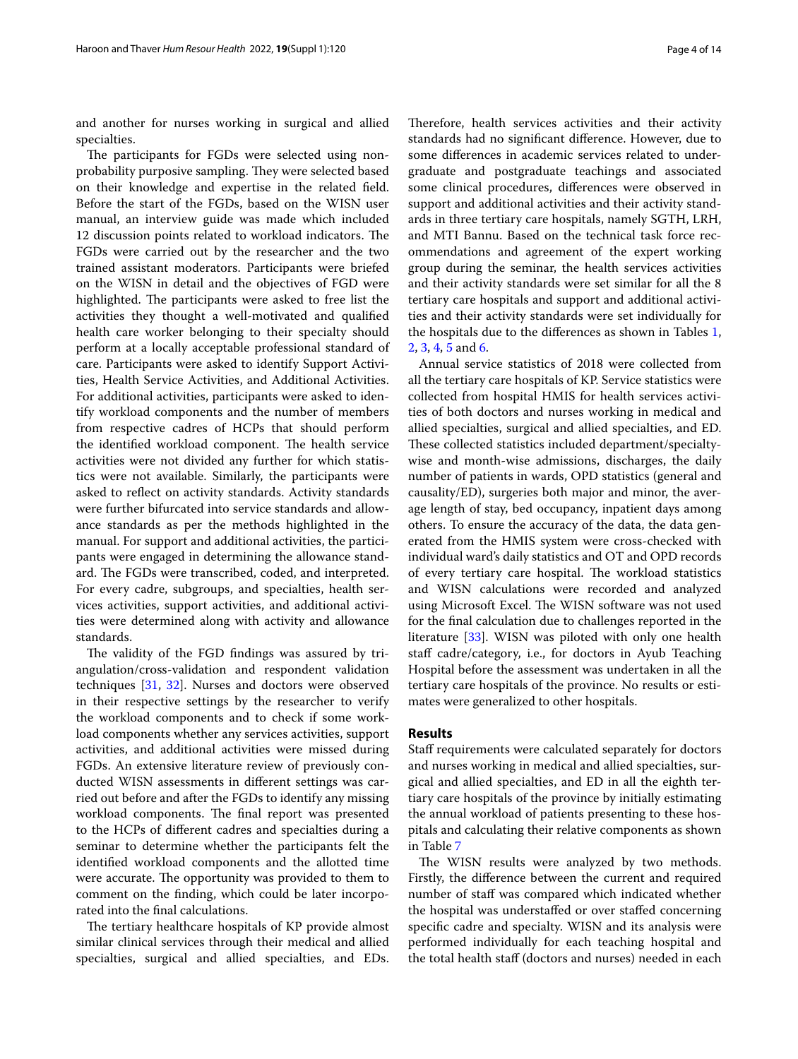and another for nurses working in surgical and allied specialties.

The participants for FGDs were selected using non-probability purposive sampling. They were selected based on their knowledge and expertise in the related field. Before the start of the FGDs, based on the WISN user manual, an interview guide was made which included 12 discussion points related to workload indicators. The FGDs were carried out by the researcher and the two trained assistant moderators. Participants were briefed on the WISN in detail and the objectives of FGD were highlighted. The participants were asked to free list the activities they thought a well-motivated and qualified health care worker belonging to their specialty should perform at a locally acceptable professional standard of care. Participants were asked to identify Support Activities, Health Service Activities, and Additional Activities. For additional activities, participants were asked to identify workload components and the number of members from respective cadres of HCPs that should perform the identified workload component. The health service activities were not divided any further for which statistics were not available. Similarly, the participants were asked to reflect on activity standards. Activity standards were further bifurcated into service standards and allowance standards as per the methods highlighted in the manual. For support and additional activities, the participants were engaged in determining the allowance standard. The FGDs were transcribed, coded, and interpreted. For every cadre, subgroups, and specialties, health services activities, support activities, and additional activities were determined along with activity and allowance standards.

The validity of the FGD findings was assured by triangulation/cross-validation and respondent validation techniques [31, 32]. Nurses and doctors were observed in their respective settings by the researcher to verify the workload components and to check if some workload components whether any services activities, support activities, and additional activities were missed during FGDs. An extensive literature review of previously conducted WISN assessments in different settings was carried out before and after the FGDs to identify any missing workload components. The final report was presented to the HCPs of different cadres and specialties during a seminar to determine whether the participants felt the identified workload components and the allotted time were accurate. The opportunity was provided to them to comment on the finding, which could be later incorporated into the final calculations.

The tertiary healthcare hospitals of KP provide almost similar clinical services through their medical and allied specialties, surgical and allied specialties, and EDs. Therefore, health services activities and their activity standards had no significant difference. However, due to some differences in academic services related to undergraduate and postgraduate teachings and associated some clinical procedures, differences were observed in support and additional activities and their activity standards in three tertiary care hospitals, namely SGTH, LRH, and MTI Bannu. Based on the technical task force recommendations and agreement of the expert working group during the seminar, the health services activities and their activity standards were set similar for all the 8 tertiary care hospitals and support and additional activities and their activity standards were set individually for the hospitals due to the differences as shown in Tables 1, 2, 3, 4, 5 and 6.

Annual service statistics of 2018 were collected from all the tertiary care hospitals of KP. Service statistics were collected from hospital HMIS for health services activities of both doctors and nurses working in medical and allied specialties, surgical and allied specialties, and ED. These collected statistics included department/specialty-wise and month-wise admissions, discharges, the daily number of patients in wards, OPD statistics (general and causality/ED), surgeries both major and minor, the average length of stay, bed occupancy, inpatient days among others. To ensure the accuracy of the data, the data generated from the HMIS system were cross-checked with individual ward's daily statistics and OT and OPD records of every tertiary care hospital. The workload statistics and WISN calculations were recorded and analyzed using Microsoft Excel. The WISN software was not used for the final calculation due to challenges reported in the literature [33]. WISN was piloted with only one health staff cadre/category, i.e., for doctors in Ayub Teaching Hospital before the assessment was undertaken in all the tertiary care hospitals of the province. No results or estimates were generalized to other hospitals.

## Results

Staff requirements were calculated separately for doctors and nurses working in medical and allied specialties, surgical and allied specialties, and ED in all the eighth tertiary care hospitals of the province by initially estimating the annual workload of patients presenting to these hospitals and calculating their relative components as shown in Table 7

The WISN results were analyzed by two methods. Firstly, the difference between the current and required number of staff was compared which indicated whether the hospital was understaffed or over staffed concerning specific cadre and specialty. WISN and its analysis were performed individually for each teaching hospital and the total health staff (doctors and nurses) needed in each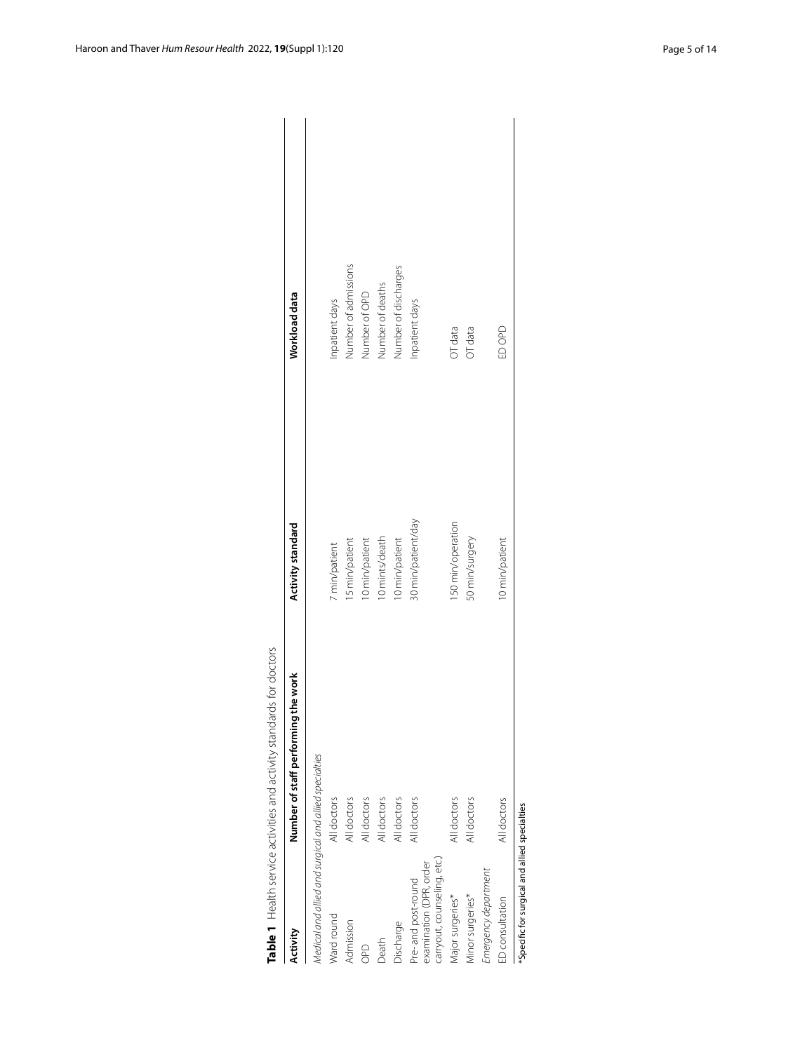**Table 1** Health service activities and activity standards for doctors

| Activity | Number of staff performing the work | Activity standard | Workload data |
|---|---|---|---|
| *Medical and allied and surgical and allied specialties* | | | |
| Ward round | All doctors | 7 min/patient | Inpatient days |
| Admission | All doctors | 15 min/patient | Number of admissions |
| OPD | All doctors | 10 min/patient | Number of OPD |
| Death | All doctors | 10 mints/death | Number of deaths |
| Discharge | All doctors | 10 min/patient | Number of discharges |
| Pre- and post-round examination (DPR, order carryout, counseling, etc.) | All doctors | 30 min/patient/day | Inpatient days |
| Major surgeries* | All doctors | 150 min/operation | OT data |
| Minor surgeries* | All doctors | 50 min/surgery | OT data |
| *Emergency department* | | | |
| ED consultation | All doctors | 10 min/patient | ED OPD |

*Specific for surgical and allied specialties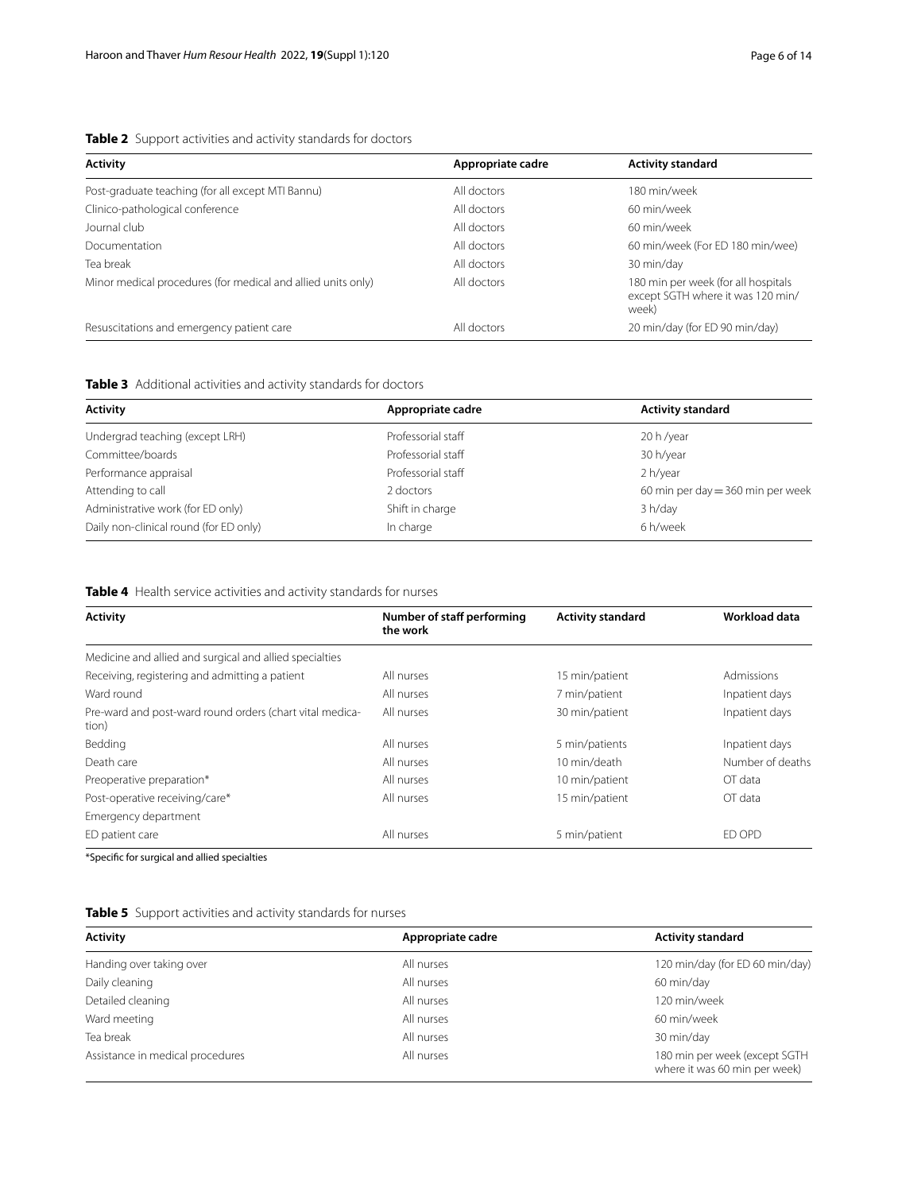**Table 2** Support activities and activity standards for doctors

| Activity | Appropriate cadre | Activity standard |
|---|---|---|
| Post-graduate teaching (for all except MTI Bannu) | All doctors | 180 min/week |
| Clinico-pathological conference | All doctors | 60 min/week |
| Journal club | All doctors | 60 min/week |
| Documentation | All doctors | 60 min/week (For ED 180 min/wee) |
| Tea break | All doctors | 30 min/day |
| Minor medical procedures (for medical and allied units only) | All doctors | 180 min per week (for all hospitals except SGTH where it was 120 min/week) |
| Resuscitations and emergency patient care | All doctors | 20 min/day (for ED 90 min/day) |

**Table 3** Additional activities and activity standards for doctors

| Activity | Appropriate cadre | Activity standard |
|---|---|---|
| Undergrad teaching (except LRH) | Professorial staff | 20 h /year |
| Committee/boards | Professorial staff | 30 h/year |
| Performance appraisal | Professorial staff | 2 h/year |
| Attending to call | 2 doctors | 60 min per day = 360 min per week |
| Administrative work (for ED only) | Shift in charge | 3 h/day |
| Daily non-clinical round (for ED only) | In charge | 6 h/week |

**Table 4** Health service activities and activity standards for nurses

| Activity | Number of staff performing the work | Activity standard | Workload data |
|---|---|---|---|
| Medicine and allied and surgical and allied specialties | | | |
| Receiving, registering and admitting a patient | All nurses | 15 min/patient | Admissions |
| Ward round | All nurses | 7 min/patient | Inpatient days |
| Pre-ward and post-ward round orders (chart vital medication) | All nurses | 30 min/patient | Inpatient days |
| Bedding | All nurses | 5 min/patients | Inpatient days |
| Death care | All nurses | 10 min/death | Number of deaths |
| Preoperative preparation* | All nurses | 10 min/patient | OT data |
| Post-operative receiving/care* | All nurses | 15 min/patient | OT data |
| Emergency department | | | |
| ED patient care | All nurses | 5 min/patient | ED OPD |

*Specific for surgical and allied specialties

**Table 5** Support activities and activity standards for nurses

| Activity | Appropriate cadre | Activity standard |
|---|---|---|
| Handing over taking over | All nurses | 120 min/day (for ED 60 min/day) |
| Daily cleaning | All nurses | 60 min/day |
| Detailed cleaning | All nurses | 120 min/week |
| Ward meeting | All nurses | 60 min/week |
| Tea break | All nurses | 30 min/day |
| Assistance in medical procedures | All nurses | 180 min per week (except SGTH where it was 60 min per week) |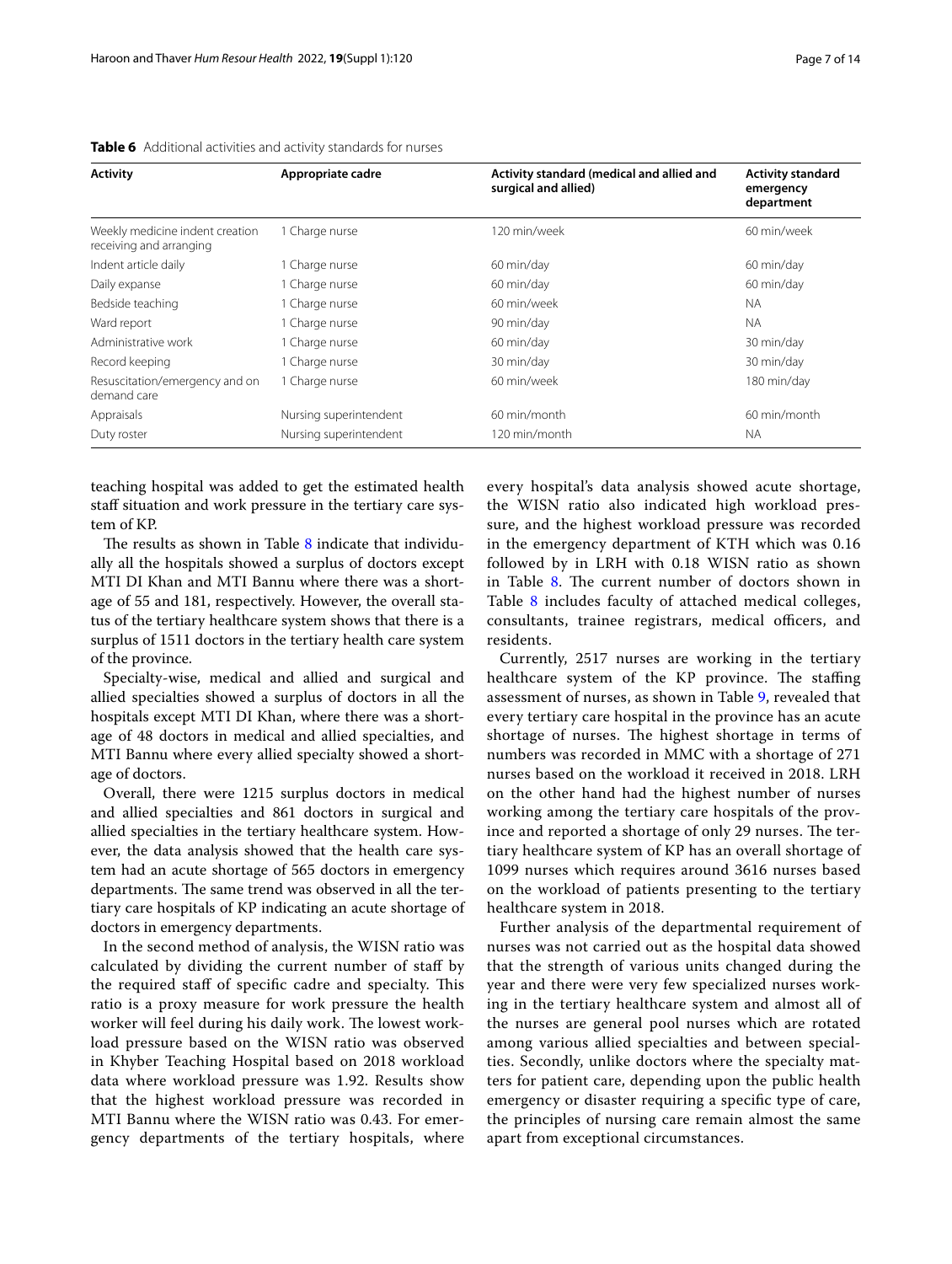**Table 6** Additional activities and activity standards for nurses

| Activity | Appropriate cadre | Activity standard (medical and allied and surgical and allied) | Activity standard emergency department |
|---|---|---|---|
| Weekly medicine indent creation receiving and arranging | 1 Charge nurse | 120 min/week | 60 min/week |
| Indent article daily | 1 Charge nurse | 60 min/day | 60 min/day |
| Daily expanse | 1 Charge nurse | 60 min/day | 60 min/day |
| Bedside teaching | 1 Charge nurse | 60 min/week | NA |
| Ward report | 1 Charge nurse | 90 min/day | NA |
| Administrative work | 1 Charge nurse | 60 min/day | 30 min/day |
| Record keeping | 1 Charge nurse | 30 min/day | 30 min/day |
| Resuscitation/emergency and on demand care | 1 Charge nurse | 60 min/week | 180 min/day |
| Appraisals | Nursing superintendent | 60 min/month | 60 min/month |
| Duty roster | Nursing superintendent | 120 min/month | NA |

teaching hospital was added to get the estimated health staff situation and work pressure in the tertiary care system of KP.

The results as shown in Table 8 indicate that individually all the hospitals showed a surplus of doctors except MTI DI Khan and MTI Bannu where there was a shortage of 55 and 181, respectively. However, the overall status of the tertiary healthcare system shows that there is a surplus of 1511 doctors in the tertiary health care system of the province.

Specialty-wise, medical and allied and surgical and allied specialties showed a surplus of doctors in all the hospitals except MTI DI Khan, where there was a shortage of 48 doctors in medical and allied specialties, and MTI Bannu where every allied specialty showed a shortage of doctors.

Overall, there were 1215 surplus doctors in medical and allied specialties and 861 doctors in surgical and allied specialties in the tertiary healthcare system. However, the data analysis showed that the health care system had an acute shortage of 565 doctors in emergency departments. The same trend was observed in all the tertiary care hospitals of KP indicating an acute shortage of doctors in emergency departments.

In the second method of analysis, the WISN ratio was calculated by dividing the current number of staff by the required staff of specific cadre and specialty. This ratio is a proxy measure for work pressure the health worker will feel during his daily work. The lowest workload pressure based on the WISN ratio was observed in Khyber Teaching Hospital based on 2018 workload data where workload pressure was 1.92. Results show that the highest workload pressure was recorded in MTI Bannu where the WISN ratio was 0.43. For emergency departments of the tertiary hospitals, where every hospital's data analysis showed acute shortage, the WISN ratio also indicated high workload pressure, and the highest workload pressure was recorded in the emergency department of KTH which was 0.16 followed by in LRH with 0.18 WISN ratio as shown in Table 8. The current number of doctors shown in Table 8 includes faculty of attached medical colleges, consultants, trainee registrars, medical officers, and residents.

Currently, 2517 nurses are working in the tertiary healthcare system of the KP province. The staffing assessment of nurses, as shown in Table 9, revealed that every tertiary care hospital in the province has an acute shortage of nurses. The highest shortage in terms of numbers was recorded in MMC with a shortage of 271 nurses based on the workload it received in 2018. LRH on the other hand had the highest number of nurses working among the tertiary care hospitals of the province and reported a shortage of only 29 nurses. The tertiary healthcare system of KP has an overall shortage of 1099 nurses which requires around 3616 nurses based on the workload of patients presenting to the tertiary healthcare system in 2018.

Further analysis of the departmental requirement of nurses was not carried out as the hospital data showed that the strength of various units changed during the year and there were very few specialized nurses working in the tertiary healthcare system and almost all of the nurses are general pool nurses which are rotated among various allied specialties and between specialties. Secondly, unlike doctors where the specialty matters for patient care, depending upon the public health emergency or disaster requiring a specific type of care, the principles of nursing care remain almost the same apart from exceptional circumstances.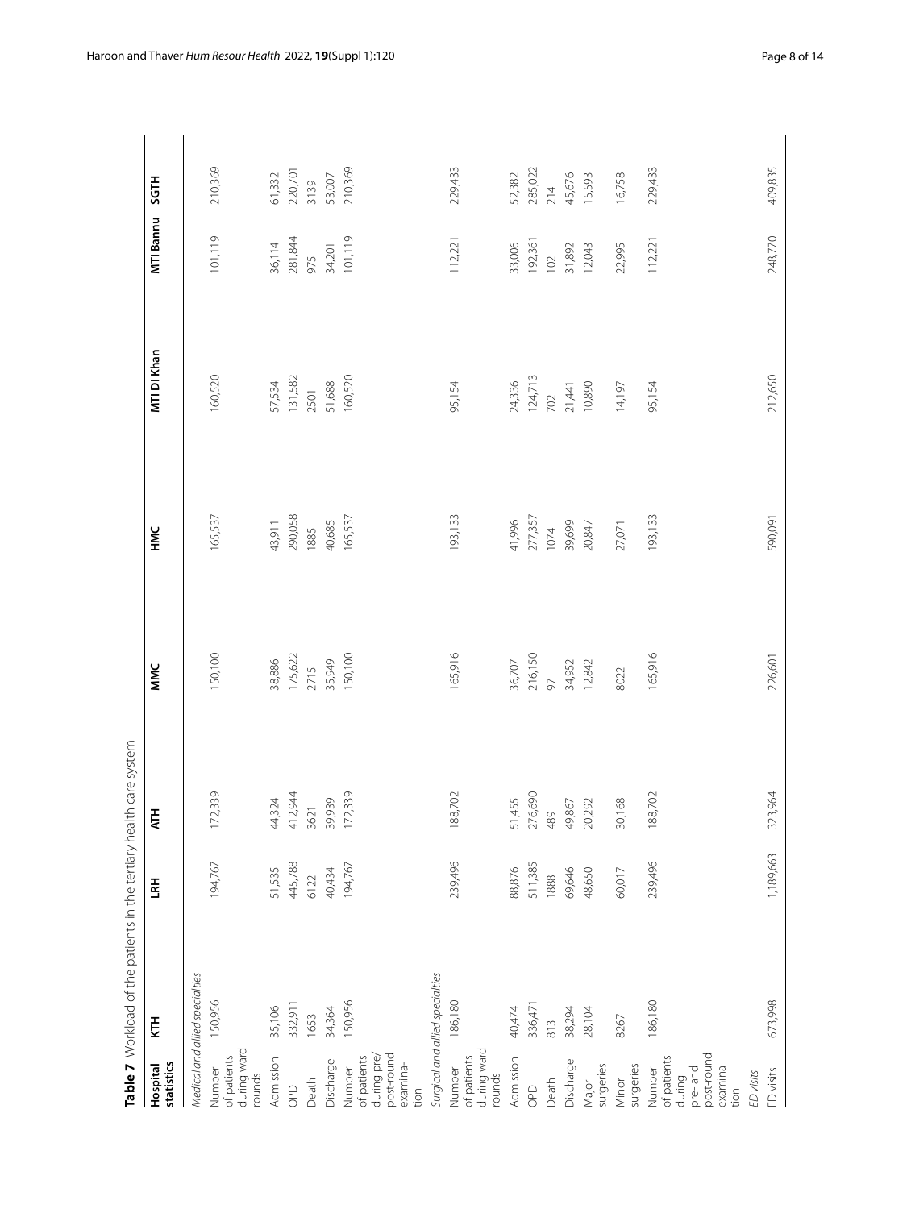**Table 7** Workload of the patients in the tertiary health care system

| Hospital statistics | KTH | LRH | ATH | MMC | HMC | MTI DI Khan | MTI Bannu | SGTH |
|---|---|---|---|---|---|---|---|---|
| *Medical and allied specialties* | | | | | | | | |
| Number of patients during ward rounds | 150,956 | 194,767 | 172,339 | 150,100 | 165,537 | 160,520 | 101,119 | 210,369 |
| Admission | 35,106 | 51,535 | 44,324 | 38,886 | 43,911 | 57,534 | 36,114 | 61,332 |
| OPD | 332,911 | 445,788 | 412,944 | 175,622 | 290,058 | 131,582 | 281,844 | 220,701 |
| Death | 1653 | 6122 | 3621 | 2715 | 1885 | 2501 | 975 | 3139 |
| Discharge | 34,364 | 40,434 | 39,939 | 35,949 | 40,685 | 51,688 | 34,201 | 53,007 |
| Number of patients during pre/post-round examination | 150,956 | 194,767 | 172,339 | 150,100 | 165,537 | 160,520 | 101,119 | 210,369 |
| *Surgical and allied specialties* | | | | | | | | |
| Number of patients during ward rounds | 186,180 | 239,496 | 188,702 | 165,916 | 193,133 | 95,154 | 112,221 | 229,433 |
| Admission | 40,474 | 88,876 | 51,455 | 36,707 | 41,996 | 24,336 | 33,006 | 52,382 |
| OPD | 336,471 | 511,385 | 276,690 | 216,150 | 277,357 | 124,713 | 192,361 | 285,022 |
| Death | 813 | 1888 | 489 | 97 | 1074 | 702 | 102 | 214 |
| Discharge | 38,294 | 69,646 | 49,867 | 34,952 | 39,699 | 21,441 | 31,892 | 45,676 |
| Major surgeries | 28,104 | 48,650 | 20,292 | 12,842 | 20,847 | 10,890 | 12,043 | 15,593 |
| Minor surgeries | 8267 | 60,017 | 30,168 | 8022 | 27,071 | 14,197 | 22,995 | 16,758 |
| Number of patients during pre- and post-round examination | 186,180 | 239,496 | 188,702 | 165,916 | 193,133 | 95,154 | 112,221 | 229,433 |
| *ED visits* | | | | | | | | |
| ED visits | 673,998 | 1,189,663 | 323,964 | 226,601 | 590,091 | 212,650 | 248,770 | 409,835 |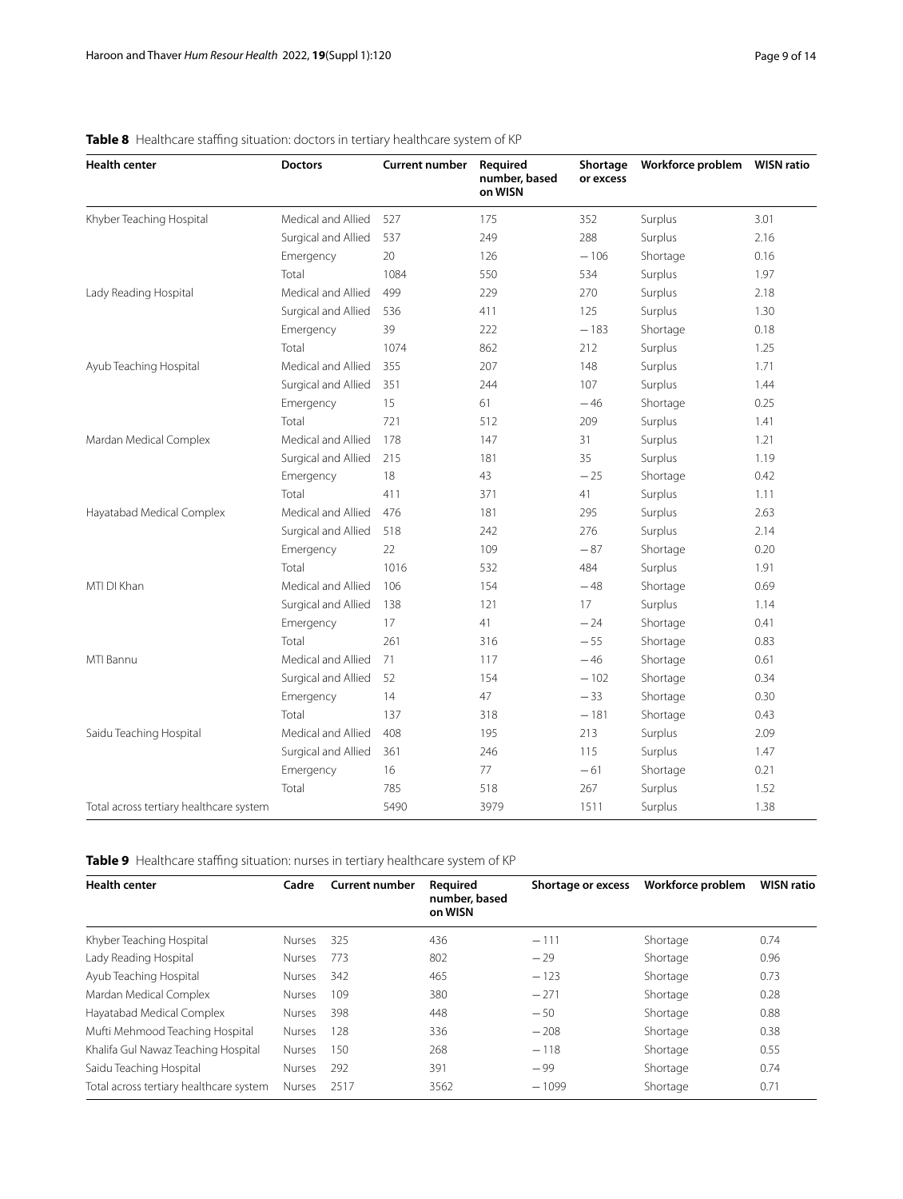**Table 8** Healthcare staffing situation: doctors in tertiary healthcare system of KP

| Health center | Doctors | Current number | Required number, based on WISN | Shortage or excess | Workforce problem | WISN ratio |
|---|---|---|---|---|---|---|
| Khyber Teaching Hospital | Medical and Allied | 527 | 175 | 352 | Surplus | 3.01 |
| | Surgical and Allied | 537 | 249 | 288 | Surplus | 2.16 |
| | Emergency | 20 | 126 | −106 | Shortage | 0.16 |
| | Total | 1084 | 550 | 534 | Surplus | 1.97 |
| Lady Reading Hospital | Medical and Allied | 499 | 229 | 270 | Surplus | 2.18 |
| | Surgical and Allied | 536 | 411 | 125 | Surplus | 1.30 |
| | Emergency | 39 | 222 | −183 | Shortage | 0.18 |
| | Total | 1074 | 862 | 212 | Surplus | 1.25 |
| Ayub Teaching Hospital | Medical and Allied | 355 | 207 | 148 | Surplus | 1.71 |
| | Surgical and Allied | 351 | 244 | 107 | Surplus | 1.44 |
| | Emergency | 15 | 61 | −46 | Shortage | 0.25 |
| | Total | 721 | 512 | 209 | Surplus | 1.41 |
| Mardan Medical Complex | Medical and Allied | 178 | 147 | 31 | Surplus | 1.21 |
| | Surgical and Allied | 215 | 181 | 35 | Surplus | 1.19 |
| | Emergency | 18 | 43 | −25 | Shortage | 0.42 |
| | Total | 411 | 371 | 41 | Surplus | 1.11 |
| Hayatabad Medical Complex | Medical and Allied | 476 | 181 | 295 | Surplus | 2.63 |
| | Surgical and Allied | 518 | 242 | 276 | Surplus | 2.14 |
| | Emergency | 22 | 109 | −87 | Shortage | 0.20 |
| | Total | 1016 | 532 | 484 | Surplus | 1.91 |
| MTI DI Khan | Medical and Allied | 106 | 154 | −48 | Shortage | 0.69 |
| | Surgical and Allied | 138 | 121 | 17 | Surplus | 1.14 |
| | Emergency | 17 | 41 | −24 | Shortage | 0.41 |
| | Total | 261 | 316 | −55 | Shortage | 0.83 |
| MTI Bannu | Medical and Allied | 71 | 117 | −46 | Shortage | 0.61 |
| | Surgical and Allied | 52 | 154 | −102 | Shortage | 0.34 |
| | Emergency | 14 | 47 | −33 | Shortage | 0.30 |
| | Total | 137 | 318 | −181 | Shortage | 0.43 |
| Saidu Teaching Hospital | Medical and Allied | 408 | 195 | 213 | Surplus | 2.09 |
| | Surgical and Allied | 361 | 246 | 115 | Surplus | 1.47 |
| | Emergency | 16 | 77 | −61 | Shortage | 0.21 |
| | Total | 785 | 518 | 267 | Surplus | 1.52 |
| Total across tertiary healthcare system | | 5490 | 3979 | 1511 | Surplus | 1.38 |

**Table 9** Healthcare staffing situation: nurses in tertiary healthcare system of KP

| Health center | Cadre | Current number | Required number, based on WISN | Shortage or excess | Workforce problem | WISN ratio |
|---|---|---|---|---|---|---|
| Khyber Teaching Hospital | Nurses | 325 | 436 | −111 | Shortage | 0.74 |
| Lady Reading Hospital | Nurses | 773 | 802 | −29 | Shortage | 0.96 |
| Ayub Teaching Hospital | Nurses | 342 | 465 | −123 | Shortage | 0.73 |
| Mardan Medical Complex | Nurses | 109 | 380 | −271 | Shortage | 0.28 |
| Hayatabad Medical Complex | Nurses | 398 | 448 | −50 | Shortage | 0.88 |
| Mufti Mehmood Teaching Hospital | Nurses | 128 | 336 | −208 | Shortage | 0.38 |
| Khalifa Gul Nawaz Teaching Hospital | Nurses | 150 | 268 | −118 | Shortage | 0.55 |
| Saidu Teaching Hospital | Nurses | 292 | 391 | −99 | Shortage | 0.74 |
| Total across tertiary healthcare system | Nurses | 2517 | 3562 | −1099 | Shortage | 0.71 |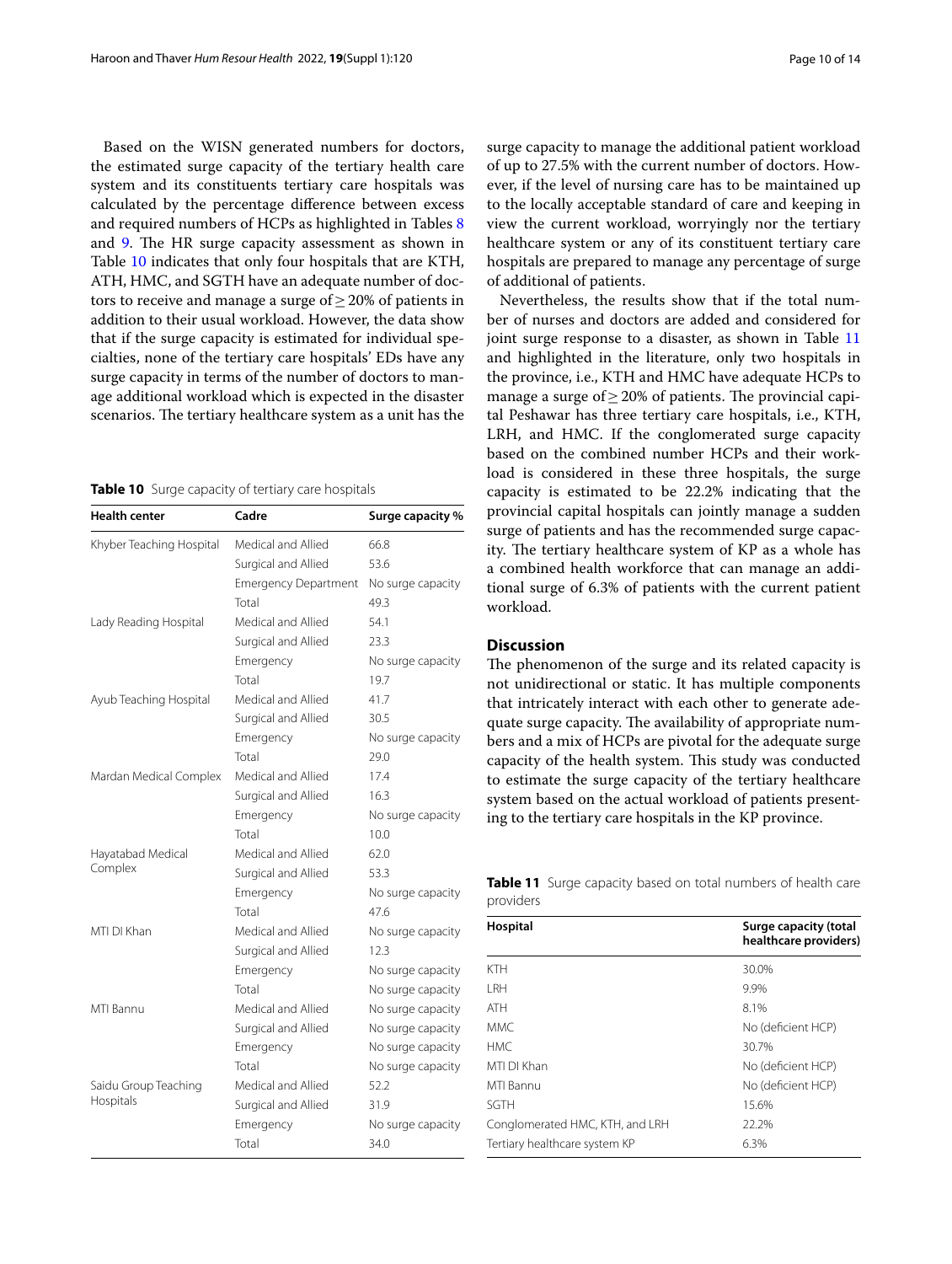Based on the WISN generated numbers for doctors, the estimated surge capacity of the tertiary health care system and its constituents tertiary care hospitals was calculated by the percentage difference between excess and required numbers of HCPs as highlighted in Tables 8 and 9. The HR surge capacity assessment as shown in Table 10 indicates that only four hospitals that are KTH, ATH, HMC, and SGTH have an adequate number of doctors to receive and manage a surge of ≥ 20% of patients in addition to their usual workload. However, the data show that if the surge capacity is estimated for individual specialties, none of the tertiary care hospitals' EDs have any surge capacity in terms of the number of doctors to manage additional workload which is expected in the disaster scenarios. The tertiary healthcare system as a unit has the surge capacity to manage the additional patient workload of up to 27.5% with the current number of doctors. However, if the level of nursing care has to be maintained up to the locally acceptable standard of care and keeping in view the current workload, worryingly nor the tertiary healthcare system or any of its constituent tertiary care hospitals are prepared to manage any percentage of surge of additional of patients.

**Table 10** Surge capacity of tertiary care hospitals

| Health center | Cadre | Surge capacity % |
|---|---|---|
| Khyber Teaching Hospital | Medical and Allied | 66.8 |
| | Surgical and Allied | 53.6 |
| | Emergency Department | No surge capacity |
| | Total | 49.3 |
| Lady Reading Hospital | Medical and Allied | 54.1 |
| | Surgical and Allied | 23.3 |
| | Emergency | No surge capacity |
| | Total | 19.7 |
| Ayub Teaching Hospital | Medical and Allied | 41.7 |
| | Surgical and Allied | 30.5 |
| | Emergency | No surge capacity |
| | Total | 29.0 |
| Mardan Medical Complex | Medical and Allied | 17.4 |
| | Surgical and Allied | 16.3 |
| | Emergency | No surge capacity |
| | Total | 10.0 |
| Hayatabad Medical Complex | Medical and Allied | 62.0 |
| | Surgical and Allied | 53.3 |
| | Emergency | No surge capacity |
| | Total | 47.6 |
| MTI DI Khan | Medical and Allied | No surge capacity |
| | Surgical and Allied | 12.3 |
| | Emergency | No surge capacity |
| | Total | No surge capacity |
| MTI Bannu | Medical and Allied | No surge capacity |
| | Surgical and Allied | No surge capacity |
| | Emergency | No surge capacity |
| | Total | No surge capacity |
| Saidu Group Teaching Hospitals | Medical and Allied | 52.2 |
| | Surgical and Allied | 31.9 |
| | Emergency | No surge capacity |
| | Total | 34.0 |

Nevertheless, the results show that if the total number of nurses and doctors are added and considered for joint surge response to a disaster, as shown in Table 11 and highlighted in the literature, only two hospitals in the province, i.e., KTH and HMC have adequate HCPs to manage a surge of ≥ 20% of patients. The provincial capital Peshawar has three tertiary care hospitals, i.e., KTH, LRH, and HMC. If the conglomerated surge capacity based on the combined number HCPs and their workload is considered in these three hospitals, the surge capacity is estimated to be 22.2% indicating that the provincial capital hospitals can jointly manage a sudden surge of patients and has the recommended surge capacity. The tertiary healthcare system of KP as a whole has a combined health workforce that can manage an additional surge of 6.3% of patients with the current patient workload.

## Discussion

The phenomenon of the surge and its related capacity is not unidirectional or static. It has multiple components that intricately interact with each other to generate adequate surge capacity. The availability of appropriate numbers and a mix of HCPs are pivotal for the adequate surge capacity of the health system. This study was conducted to estimate the surge capacity of the tertiary healthcare system based on the actual workload of patients presenting to the tertiary care hospitals in the KP province.

**Table 11** Surge capacity based on total numbers of health care providers

| Hospital | Surge capacity (total healthcare providers) |
|---|---|
| KTH | 30.0% |
| LRH | 9.9% |
| ATH | 8.1% |
| MMC | No (deficient HCP) |
| HMC | 30.7% |
| MTI DI Khan | No (deficient HCP) |
| MTI Bannu | No (deficient HCP) |
| SGTH | 15.6% |
| Conglomerated HMC, KTH, and LRH | 22.2% |
| Tertiary healthcare system KP | 6.3% |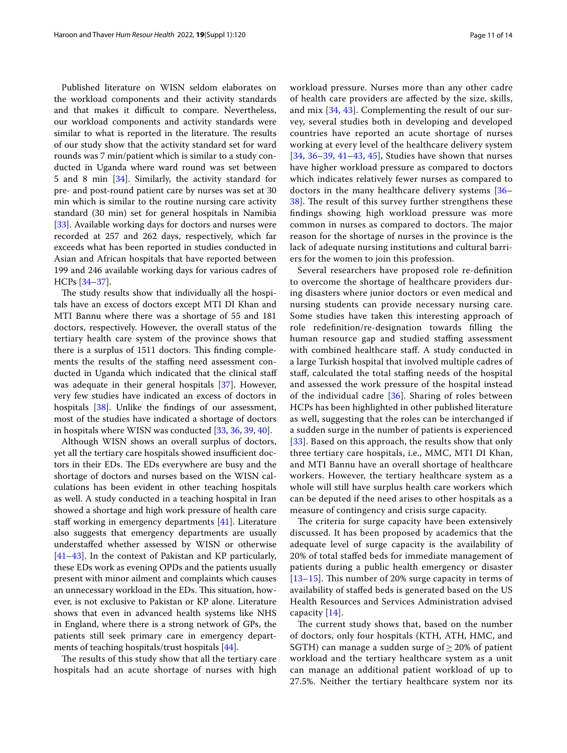Published literature on WISN seldom elaborates on the workload components and their activity standards and that makes it difficult to compare. Nevertheless, our workload components and activity standards were similar to what is reported in the literature. The results of our study show that the activity standard set for ward rounds was 7 min/patient which is similar to a study conducted in Uganda where ward round was set between 5 and 8 min [34]. Similarly, the activity standard for pre- and post-round patient care by nurses was set at 30 min which is similar to the routine nursing care activity standard (30 min) set for general hospitals in Namibia [33]. Available working days for doctors and nurses were recorded at 257 and 262 days, respectively, which far exceeds what has been reported in studies conducted in Asian and African hospitals that have reported between 199 and 246 available working days for various cadres of HCPs [34–37].

The study results show that individually all the hospitals have an excess of doctors except MTI DI Khan and MTI Bannu where there was a shortage of 55 and 181 doctors, respectively. However, the overall status of the tertiary health care system of the province shows that there is a surplus of 1511 doctors. This finding complements the results of the staffing need assessment conducted in Uganda which indicated that the clinical staff was adequate in their general hospitals [37]. However, very few studies have indicated an excess of doctors in hospitals [38]. Unlike the findings of our assessment, most of the studies have indicated a shortage of doctors in hospitals where WISN was conducted [33, 36, 39, 40].

Although WISN shows an overall surplus of doctors, yet all the tertiary care hospitals showed insufficient doctors in their EDs. The EDs everywhere are busy and the shortage of doctors and nurses based on the WISN calculations has been evident in other teaching hospitals as well. A study conducted in a teaching hospital in Iran showed a shortage and high work pressure of health care staff working in emergency departments [41]. Literature also suggests that emergency departments are usually understaffed whether assessed by WISN or otherwise [41–43]. In the context of Pakistan and KP particularly, these EDs work as evening OPDs and the patients usually present with minor ailment and complaints which causes an unnecessary workload in the EDs. This situation, however, is not exclusive to Pakistan or KP alone. Literature shows that even in advanced health systems like NHS in England, where there is a strong network of GPs, the patients still seek primary care in emergency departments of teaching hospitals/trust hospitals [44].

The results of this study show that all the tertiary care hospitals had an acute shortage of nurses with high workload pressure. Nurses more than any other cadre of health care providers are affected by the size, skills, and mix [34, 43]. Complementing the result of our survey, several studies both in developing and developed countries have reported an acute shortage of nurses working at every level of the healthcare delivery system [34, 36–39, 41–43, 45], Studies have shown that nurses have higher workload pressure as compared to doctors which indicates relatively fewer nurses as compared to doctors in the many healthcare delivery systems [36–38]. The result of this survey further strengthens these findings showing high workload pressure was more common in nurses as compared to doctors. The major reason for the shortage of nurses in the province is the lack of adequate nursing institutions and cultural barriers for the women to join this profession.

Several researchers have proposed role re-definition to overcome the shortage of healthcare providers during disasters where junior doctors or even medical and nursing students can provide necessary nursing care. Some studies have taken this interesting approach of role redefinition/re-designation towards filling the human resource gap and studied staffing assessment with combined healthcare staff. A study conducted in a large Turkish hospital that involved multiple cadres of staff, calculated the total staffing needs of the hospital and assessed the work pressure of the hospital instead of the individual cadre [36]. Sharing of roles between HCPs has been highlighted in other published literature as well, suggesting that the roles can be interchanged if a sudden surge in the number of patients is experienced [33]. Based on this approach, the results show that only three tertiary care hospitals, i.e., MMC, MTI DI Khan, and MTI Bannu have an overall shortage of healthcare workers. However, the tertiary healthcare system as a whole will still have surplus health care workers which can be deputed if the need arises to other hospitals as a measure of contingency and crisis surge capacity.

The criteria for surge capacity have been extensively discussed. It has been proposed by academics that the adequate level of surge capacity is the availability of 20% of total staffed beds for immediate management of patients during a public health emergency or disaster [13–15]. This number of 20% surge capacity in terms of availability of staffed beds is generated based on the US Health Resources and Services Administration advised capacity [14].

The current study shows that, based on the number of doctors, only four hospitals (KTH, ATH, HMC, and SGTH) can manage a sudden surge of $\geq$ 20% of patient workload and the tertiary healthcare system as a unit can manage an additional patient workload of up to 27.5%. Neither the tertiary healthcare system nor its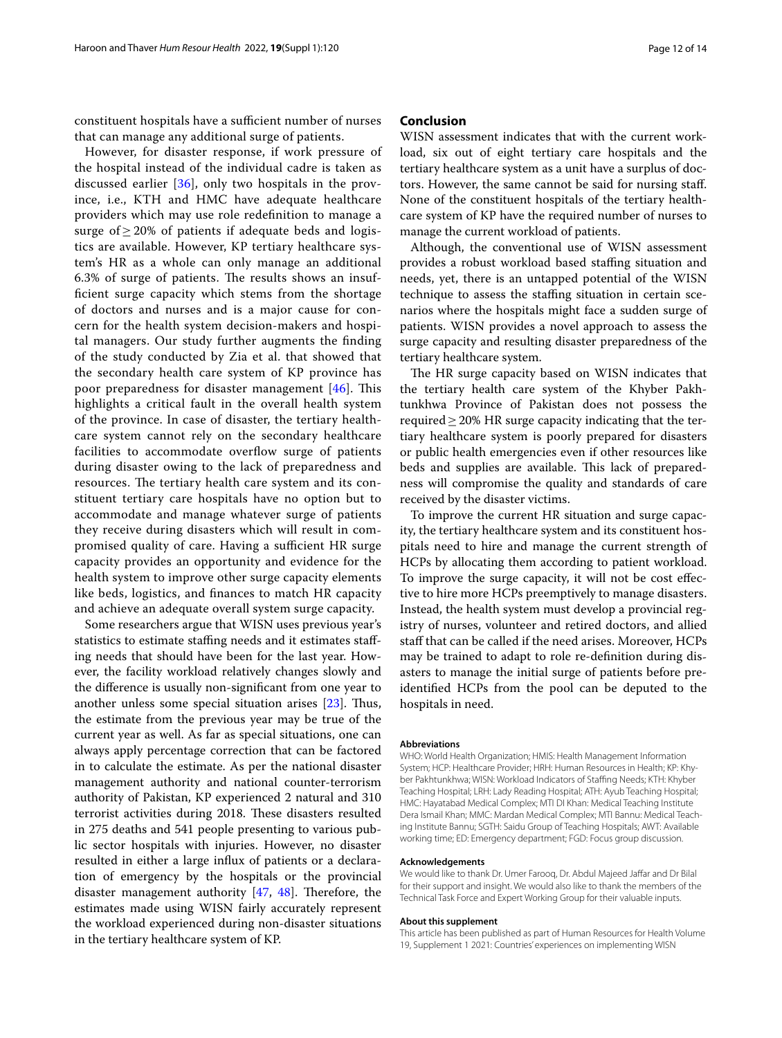constituent hospitals have a sufficient number of nurses that can manage any additional surge of patients.

However, for disaster response, if work pressure of the hospital instead of the individual cadre is taken as discussed earlier [36], only two hospitals in the province, i.e., KTH and HMC have adequate healthcare providers which may use role redefinition to manage a surge of ≥ 20% of patients if adequate beds and logistics are available. However, KP tertiary healthcare system's HR as a whole can only manage an additional 6.3% of surge of patients. The results shows an insufficient surge capacity which stems from the shortage of doctors and nurses and is a major cause for concern for the health system decision-makers and hospital managers. Our study further augments the finding of the study conducted by Zia et al. that showed that the secondary health care system of KP province has poor preparedness for disaster management [46]. This highlights a critical fault in the overall health system of the province. In case of disaster, the tertiary healthcare system cannot rely on the secondary healthcare facilities to accommodate overflow surge of patients during disaster owing to the lack of preparedness and resources. The tertiary health care system and its constituent tertiary care hospitals have no option but to accommodate and manage whatever surge of patients they receive during disasters which will result in compromised quality of care. Having a sufficient HR surge capacity provides an opportunity and evidence for the health system to improve other surge capacity elements like beds, logistics, and finances to match HR capacity and achieve an adequate overall system surge capacity.

Some researchers argue that WISN uses previous year's statistics to estimate staffing needs and it estimates staffing needs that should have been for the last year. However, the facility workload relatively changes slowly and the difference is usually non-significant from one year to another unless some special situation arises [23]. Thus, the estimate from the previous year may be true of the current year as well. As far as special situations, one can always apply percentage correction that can be factored in to calculate the estimate. As per the national disaster management authority and national counter-terrorism authority of Pakistan, KP experienced 2 natural and 310 terrorist activities during 2018. These disasters resulted in 275 deaths and 541 people presenting to various public sector hospitals with injuries. However, no disaster resulted in either a large influx of patients or a declaration of emergency by the hospitals or the provincial disaster management authority [47, 48]. Therefore, the estimates made using WISN fairly accurately represent the workload experienced during non-disaster situations in the tertiary healthcare system of KP.

## Conclusion

WISN assessment indicates that with the current workload, six out of eight tertiary care hospitals and the tertiary healthcare system as a unit have a surplus of doctors. However, the same cannot be said for nursing staff. None of the constituent hospitals of the tertiary healthcare system of KP have the required number of nurses to manage the current workload of patients.

Although, the conventional use of WISN assessment provides a robust workload based staffing situation and needs, yet, there is an untapped potential of the WISN technique to assess the staffing situation in certain scenarios where the hospitals might face a sudden surge of patients. WISN provides a novel approach to assess the surge capacity and resulting disaster preparedness of the tertiary healthcare system.

The HR surge capacity based on WISN indicates that the tertiary health care system of the Khyber Pakhtunkhwa Province of Pakistan does not possess the required ≥ 20% HR surge capacity indicating that the tertiary healthcare system is poorly prepared for disasters or public health emergencies even if other resources like beds and supplies are available. This lack of preparedness will compromise the quality and standards of care received by the disaster victims.

To improve the current HR situation and surge capacity, the tertiary healthcare system and its constituent hospitals need to hire and manage the current strength of HCPs by allocating them according to patient workload. To improve the surge capacity, it will not be cost effective to hire more HCPs preemptively to manage disasters. Instead, the health system must develop a provincial registry of nurses, volunteer and retired doctors, and allied staff that can be called if the need arises. Moreover, HCPs may be trained to adapt to role re-definition during disasters to manage the initial surge of patients before pre-identified HCPs from the pool can be deputed to the hospitals in need.

#### Abbreviations

WHO: World Health Organization; HMIS: Health Management Information System; HCP: Healthcare Provider; HRH: Human Resources in Health; KP: Khyber Pakhtunkhwa; WISN: Workload Indicators of Staffing Needs; KTH: Khyber Teaching Hospital; LRH: Lady Reading Hospital; ATH: Ayub Teaching Hospital; HMC: Hayatabad Medical Complex; MTI DI Khan: Medical Teaching Institute Dera Ismail Khan; MMC: Mardan Medical Complex; MTI Bannu: Medical Teaching Institute Bannu; SGTH: Saidu Group of Teaching Hospitals; AWT: Available working time; ED: Emergency department; FGD: Focus group discussion.

#### Acknowledgements

We would like to thank Dr. Umer Farooq, Dr. Abdul Majeed Jaffar and Dr Bilal for their support and insight. We would also like to thank the members of the Technical Task Force and Expert Working Group for their valuable inputs.

#### About this supplement

This article has been published as part of Human Resources for Health Volume 19, Supplement 1 2021: Countries' experiences on implementing WISN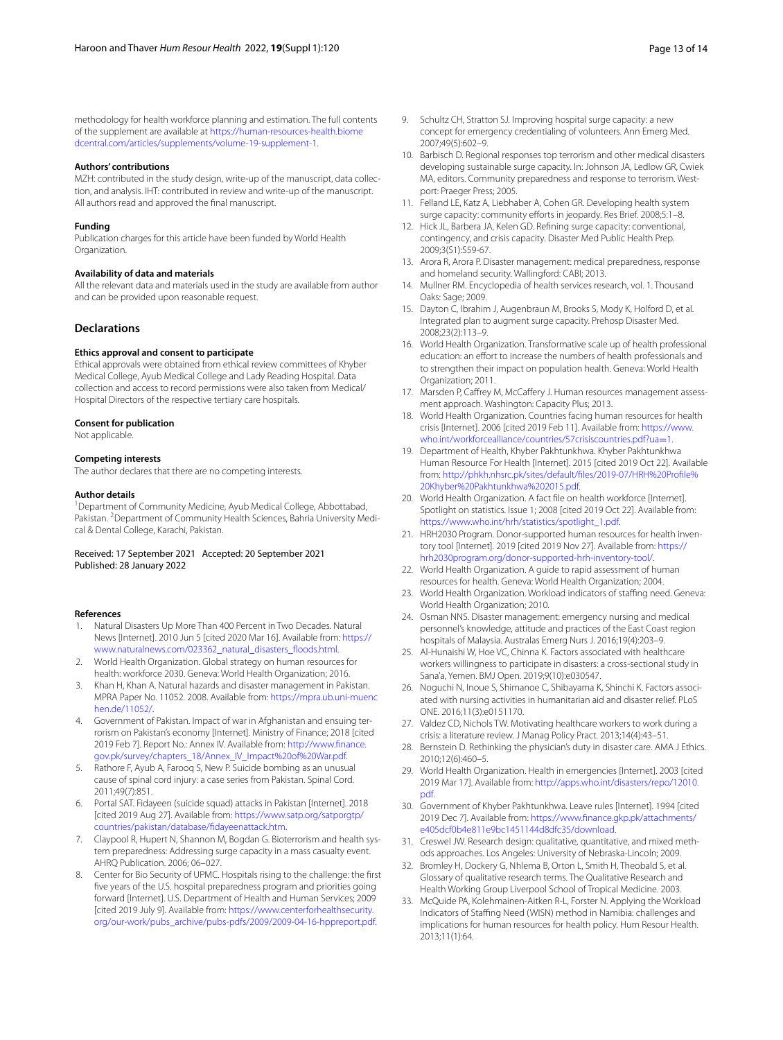methodology for health workforce planning and estimation. The full contents of the supplement are available at https://human-resources-health.biomedcentral.com/articles/supplements/volume-19-supplement-1.

**Authors' contributions**

MZH: contributed in the study design, write-up of the manuscript, data collection, and analysis. IHT: contributed in review and write-up of the manuscript. All authors read and approved the final manuscript.

**Funding**

Publication charges for this article have been funded by World Health Organization.

**Availability of data and materials**

All the relevant data and materials used in the study are available from author and can be provided upon reasonable request.

## Declarations

**Ethics approval and consent to participate**

Ethical approvals were obtained from ethical review committees of Khyber Medical College, Ayub Medical College and Lady Reading Hospital. Data collection and access to record permissions were also taken from Medical/Hospital Directors of the respective tertiary care hospitals.

**Consent for publication**

Not applicable.

**Competing interests**

The author declares that there are no competing interests.

**Author details**

[1]Department of Community Medicine, Ayub Medical College, Abbottabad, Pakistan. [2]Department of Community Health Sciences, Bahria University Medical & Dental College, Karachi, Pakistan.

Received: 17 September 2021 Accepted: 20 September 2021
Published: 28 January 2022

**References**

1. Natural Disasters Up More Than 400 Percent in Two Decades. Natural News [Internet]. 2010 Jun 5 [cited 2020 Mar 16]. Available from: https://www.naturalnews.com/023362_natural_disasters_floods.html.
2. World Health Organization. Global strategy on human resources for health: workforce 2030. Geneva: World Health Organization; 2016.
3. Khan H, Khan A. Natural hazards and disaster management in Pakistan. MPRA Paper No. 11052. 2008. Available from: https://mpra.ub.uni-muenchen.de/11052/.
4. Government of Pakistan. Impact of war in Afghanistan and ensuing terrorism on Pakistan's economy [Internet]. Ministry of Finance; 2018 [cited 2019 Feb 7]. Report No.: Annex IV. Available from: http://www.finance.gov.pk/survey/chapters_18/Annex_IV_Impact%20of%20War.pdf.
5. Rathore F, Ayub A, Farooq S, New P. Suicide bombing as an unusual cause of spinal cord injury: a case series from Pakistan. Spinal Cord. 2011;49(7):851.
6. Portal SAT. Fidayeen (suicide squad) attacks in Pakistan [Internet]. 2018 [cited 2019 Aug 27]. Available from: https://www.satp.org/satporgtp/countries/pakistan/database/fidayeenattack.htm.
7. Claypool R, Hupert N, Shannon M, Bogdan G. Bioterrorism and health system preparedness: Addressing surge capacity in a mass casualty event. AHRQ Publication. 2006; 06–027.
8. Center for Bio Security of UPMC. Hospitals rising to the challenge: the first five years of the U.S. hospital preparedness program and priorities going forward [Internet]. U.S. Department of Health and Human Services; 2009 [cited 2019 July 9]. Available from: https://www.centerforhealthsecurity.org/our-work/pubs_archive/pubs-pdfs/2009/2009-04-16-hppreport.pdf.
9. Schultz CH, Stratton SJ. Improving hospital surge capacity: a new concept for emergency credentialing of volunteers. Ann Emerg Med. 2007;49(5):602–9.
10. Barbisch D. Regional responses top terrorism and other medical disasters developing sustainable surge capacity. In: Johnson JA, Ledlow GR, Cwiek MA, editors. Community preparedness and response to terrorism. Westport: Praeger Press; 2005.
11. Felland LE, Katz A, Liebhaber A, Cohen GR. Developing health system surge capacity: community efforts in jeopardy. Res Brief. 2008;5:1–8.
12. Hick JL, Barbera JA, Kelen GD. Refining surge capacity: conventional, contingency, and crisis capacity. Disaster Med Public Health Prep. 2009;3(S1):S59-67.
13. Arora R, Arora P. Disaster management: medical preparedness, response and homeland security. Wallingford: CABI; 2013.
14. Mullner RM. Encyclopedia of health services research, vol. 1. Thousand Oaks: Sage; 2009.
15. Dayton C, Ibrahim J, Augenbraun M, Brooks S, Mody K, Holford D, et al. Integrated plan to augment surge capacity. Prehosp Disaster Med. 2008;23(2):113–9.
16. World Health Organization. Transformative scale up of health professional education: an effort to increase the numbers of health professionals and to strengthen their impact on population health. Geneva: World Health Organization; 2011.
17. Marsden P, Caffrey M, McCaffery J. Human resources management assessment approach. Washington: Capacity Plus; 2013.
18. World Health Organization. Countries facing human resources for health crisis [Internet]. 2006 [cited 2019 Feb 11]. Available from: https://www.who.int/workforcealliance/countries/57crisiscountries.pdf?ua=1.
19. Department of Health, Khyber Pakhtunkhwa. Khyber Pakhtunkhwa Human Resource For Health [Internet]. 2015 [cited 2019 Oct 22]. Available from: http://phkh.nhsrc.pk/sites/default/files/2019-07/HRH%20Profile%20Khyber%20Pakhtunkhwa%202015.pdf.
20. World Health Organization. A fact file on health workforce [Internet]. Spotlight on statistics. Issue 1; 2008 [cited 2019 Oct 22]. Available from: https://www.who.int/hrh/statistics/spotlight_1.pdf.
21. HRH2030 Program. Donor-supported human resources for health inventory tool [Internet]. 2019 [cited 2019 Nov 27]. Available from: https://hrh2030program.org/donor-supported-hrh-inventory-tool/.
22. World Health Organization. A guide to rapid assessment of human resources for health. Geneva: World Health Organization; 2004.
23. World Health Organization. Workload indicators of staffing need. Geneva: World Health Organization; 2010.
24. Osman NNS. Disaster management: emergency nursing and medical personnel's knowledge, attitude and practices of the East Coast region hospitals of Malaysia. Australas Emerg Nurs J. 2016;19(4):203–9.
25. Al-Hunaishi W, Hoe VC, Chinna K. Factors associated with healthcare workers willingness to participate in disasters: a cross-sectional study in Sana'a, Yemen. BMJ Open. 2019;9(10):e030547.
26. Noguchi N, Inoue S, Shimanoe C, Shibayama K, Shinchi K. Factors associated with nursing activities in humanitarian aid and disaster relief. PLoS ONE. 2016;11(3):e0151170.
27. Valdez CD, Nichols TW. Motivating healthcare workers to work during a crisis: a literature review. J Manag Policy Pract. 2013;14(4):43–51.
28. Bernstein D. Rethinking the physician's duty in disaster care. AMA J Ethics. 2010;12(6):460–5.
29. World Health Organization. Health in emergencies [Internet]. 2003 [cited 2019 Mar 17]. Available from: http://apps.who.int/disasters/repo/12010.pdf.
30. Government of Khyber Pakhtunkhwa. Leave rules [Internet]. 1994 [cited 2019 Dec 7]. Available from: https://www.finance.gkp.pk/attachments/e405dcf0b4e811e9bc1451144d8dfc35/download.
31. Creswel JW. Research design: qualitative, quantitative, and mixed methods approaches. Los Angeles: University of Nebraska-Lincoln; 2009.
32. Bromley H, Dockery G, Nhlema B, Orton L, Smith H, Theobald S, et al. Glossary of qualitative research terms. The Qualitative Research and Health Working Group Liverpool School of Tropical Medicine. 2003.
33. McQuide PA, Kolehmainen-Aitken R-L, Forster N. Applying the Workload Indicators of Staffing Need (WISN) method in Namibia: challenges and implications for human resources for health policy. Hum Resour Health. 2013;11(1):64.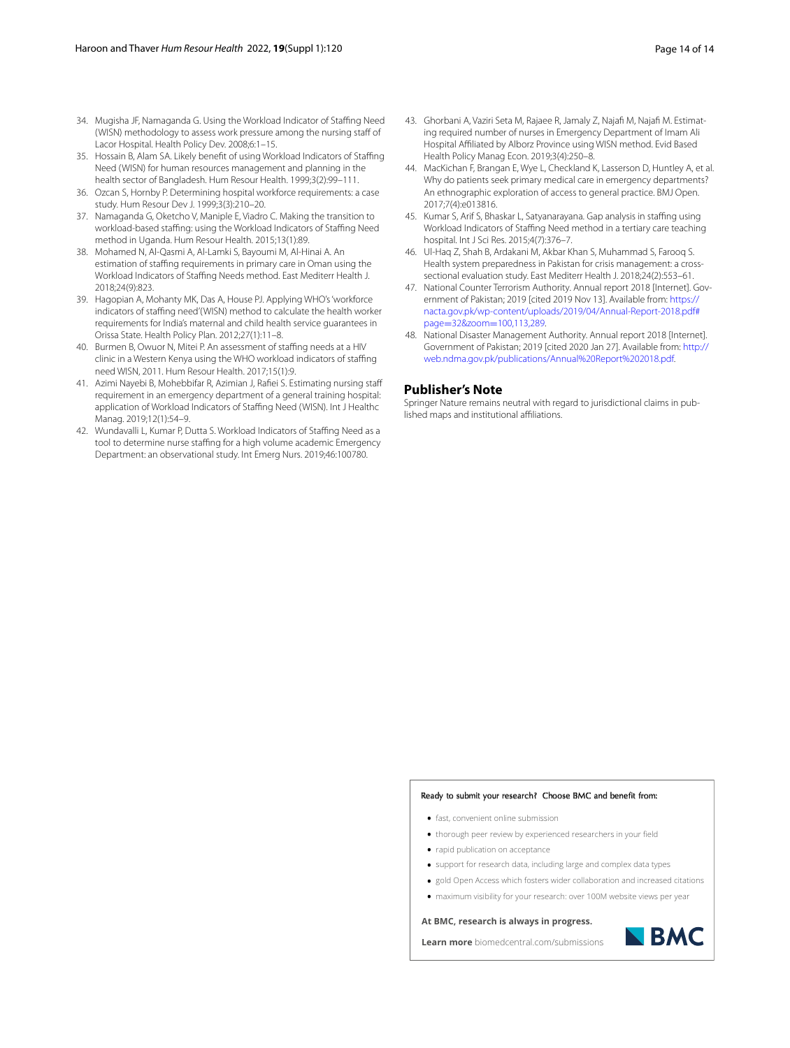34. Mugisha JF, Namaganda G. Using the Workload Indicator of Staffing Need (WISN) methodology to assess work pressure among the nursing staff of Lacor Hospital. Health Policy Dev. 2008;6:1–15.
35. Hossain B, Alam SA. Likely benefit of using Workload Indicators of Staffing Need (WISN) for human resources management and planning in the health sector of Bangladesh. Hum Resour Health. 1999;3(2):99–111.
36. Ozcan S, Hornby P. Determining hospital workforce requirements: a case study. Hum Resour Dev J. 1999;3(3):210–20.
37. Namaganda G, Oketcho V, Maniple E, Viadro C. Making the transition to workload-based staffing: using the Workload Indicators of Staffing Need method in Uganda. Hum Resour Health. 2015;13(1):89.
38. Mohamed N, Al-Qasmi A, Al-Lamki S, Bayoumi M, Al-Hinai A. An estimation of staffing requirements in primary care in Oman using the Workload Indicators of Staffing Needs method. East Mediterr Health J. 2018;24(9):823.
39. Hagopian A, Mohanty MK, Das A, House PJ. Applying WHO's 'workforce indicators of staffing need'(WISN) method to calculate the health worker requirements for India's maternal and child health service guarantees in Orissa State. Health Policy Plan. 2012;27(1):11–8.
40. Burmen B, Owuor N, Mitei P. An assessment of staffing needs at a HIV clinic in a Western Kenya using the WHO workload indicators of staffing need WISN, 2011. Hum Resour Health. 2017;15(1):9.
41. Azimi Nayebi B, Mohebbifar R, Azimian J, Rafiei S. Estimating nursing staff requirement in an emergency department of a general training hospital: application of Workload Indicators of Staffing Need (WISN). Int J Healthc Manag. 2019;12(1):54–9.
42. Wundavalli L, Kumar P, Dutta S. Workload Indicators of Staffing Need as a tool to determine nurse staffing for a high volume academic Emergency Department: an observational study. Int Emerg Nurs. 2019;46:100780.
43. Ghorbani A, Vaziri Seta M, Rajaee R, Jamaly Z, Najafi M, Najafi M. Estimating required number of nurses in Emergency Department of Imam Ali Hospital Affiliated by Alborz Province using WISN method. Evid Based Health Policy Manag Econ. 2019;3(4):250–8.
44. MacKichan F, Brangan E, Wye L, Checkland K, Lasserson D, Huntley A, et al. Why do patients seek primary medical care in emergency departments? An ethnographic exploration of access to general practice. BMJ Open. 2017;7(4):e013816.
45. Kumar S, Arif S, Bhaskar L, Satyanarayana. Gap analysis in staffing using Workload Indicators of Staffing Need method in a tertiary care teaching hospital. Int J Sci Res. 2015;4(7):376–7.
46. Ul-Haq Z, Shah B, Ardakani M, Akbar Khan S, Muhammad S, Farooq S. Health system preparedness in Pakistan for crisis management: a cross-sectional evaluation study. East Mediterr Health J. 2018;24(2):553–61.
47. National Counter Terrorism Authority. Annual report 2018 [Internet]. Government of Pakistan; 2019 [cited 2019 Nov 13]. Available from: https://nacta.gov.pk/wp-content/uploads/2019/04/Annual-Report-2018.pdf#page=32&zoom=100,113,289.
48. National Disaster Management Authority. Annual report 2018 [Internet]. Government of Pakistan; 2019 [cited 2020 Jan 27]. Available from: http://web.ndma.gov.pk/publications/Annual%20Report%202018.pdf.

## Publisher's Note

Springer Nature remains neutral with regard to jurisdictional claims in published maps and institutional affiliations.

Ready to submit your research? Choose BMC and benefit from:

- fast, convenient online submission
- thorough peer review by experienced researchers in your field
- rapid publication on acceptance
- support for research data, including large and complex data types
- gold Open Access which fosters wider collaboration and increased citations
- maximum visibility for your research: over 100M website views per year

**At BMC, research is always in progress.**

**Learn more** biomedcentral.com/submissions

BMC